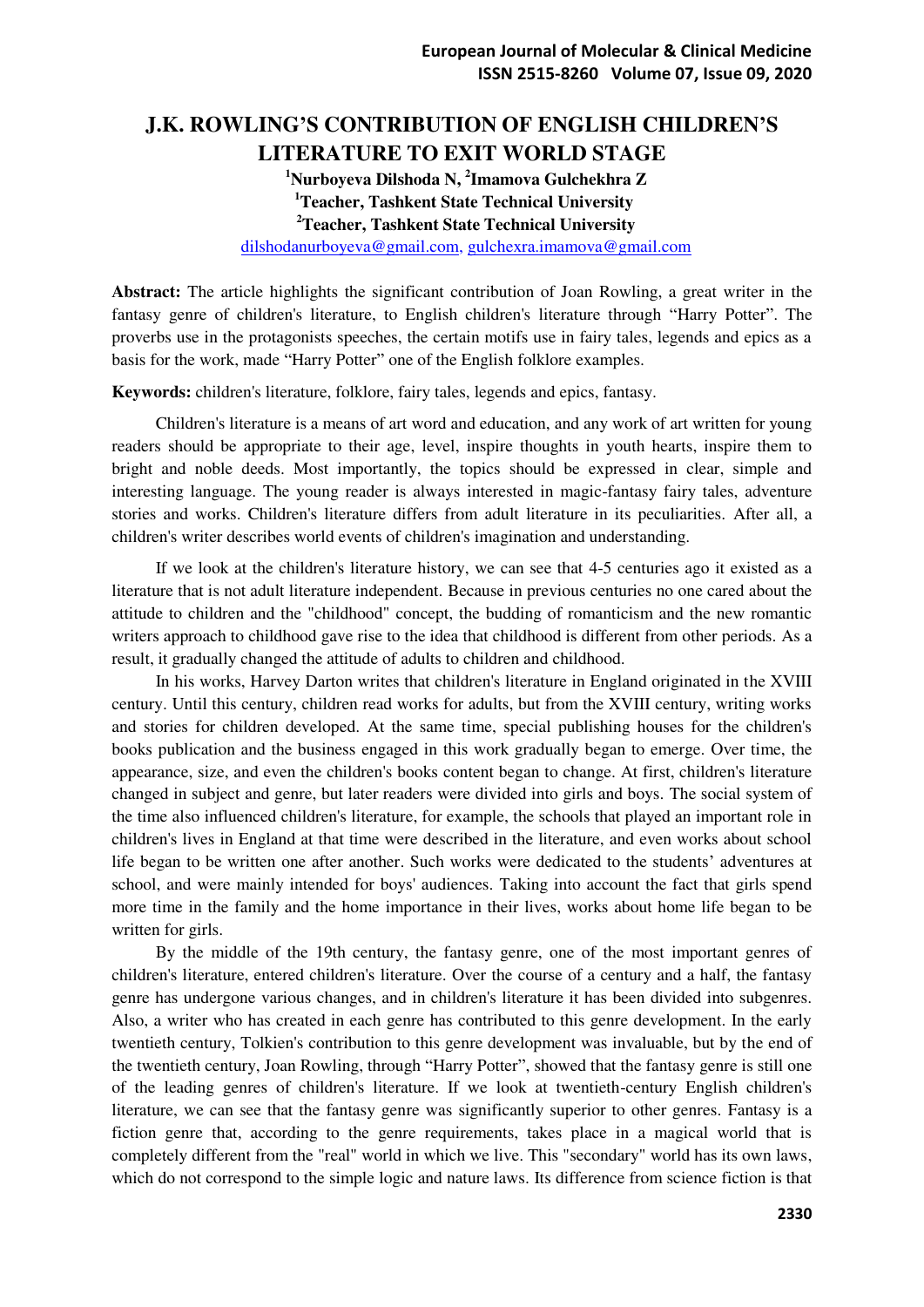# J.K. ROWLING'S CONTRIBUTION OF ENGLISH CHILDREN'S LITERATURE TO EXIT WORLD STAGE

**[1]Nurboyeva Dilshoda N, [2]Imamova Gulchekhra Z**
**[1]Teacher, Tashkent State Technical University**
**[2]Teacher, Tashkent State Technical University**
dilshodanurboyeva@gmail.com, gulchexra.imamova@gmail.com

**Abstract:** The article highlights the significant contribution of Joan Rowling, a great writer in the fantasy genre of children's literature, to English children's literature through "Harry Potter". The proverbs use in the protagonists speeches, the certain motifs use in fairy tales, legends and epics as a basis for the work, made "Harry Potter" one of the English folklore examples.

**Keywords:** children's literature, folklore, fairy tales, legends and epics, fantasy.

Children's literature is a means of art word and education, and any work of art written for young readers should be appropriate to their age, level, inspire thoughts in youth hearts, inspire them to bright and noble deeds. Most importantly, the topics should be expressed in clear, simple and interesting language. The young reader is always interested in magic-fantasy fairy tales, adventure stories and works. Children's literature differs from adult literature in its peculiarities. After all, a children's writer describes world events of children's imagination and understanding.

If we look at the children's literature history, we can see that 4-5 centuries ago it existed as a literature that is not adult literature independent. Because in previous centuries no one cared about the attitude to children and the "childhood" concept, the budding of romanticism and the new romantic writers approach to childhood gave rise to the idea that childhood is different from other periods. As a result, it gradually changed the attitude of adults to children and childhood.

In his works, Harvey Darton writes that children's literature in England originated in the XVIII century. Until this century, children read works for adults, but from the XVIII century, writing works and stories for children developed. At the same time, special publishing houses for the children's books publication and the business engaged in this work gradually began to emerge. Over time, the appearance, size, and even the children's books content began to change. At first, children's literature changed in subject and genre, but later readers were divided into girls and boys. The social system of the time also influenced children's literature, for example, the schools that played an important role in children's lives in England at that time were described in the literature, and even works about school life began to be written one after another. Such works were dedicated to the students' adventures at school, and were mainly intended for boys' audiences. Taking into account the fact that girls spend more time in the family and the home importance in their lives, works about home life began to be written for girls.

By the middle of the 19th century, the fantasy genre, one of the most important genres of children's literature, entered children's literature. Over the course of a century and a half, the fantasy genre has undergone various changes, and in children's literature it has been divided into subgenres. Also, a writer who has created in each genre has contributed to this genre development. In the early twentieth century, Tolkien's contribution to this genre development was invaluable, but by the end of the twentieth century, Joan Rowling, through "Harry Potter", showed that the fantasy genre is still one of the leading genres of children's literature. If we look at twentieth-century English children's literature, we can see that the fantasy genre was significantly superior to other genres. Fantasy is a fiction genre that, according to the genre requirements, takes place in a magical world that is completely different from the "real" world in which we live. This "secondary" world has its own laws, which do not correspond to the simple logic and nature laws. Its difference from science fiction is that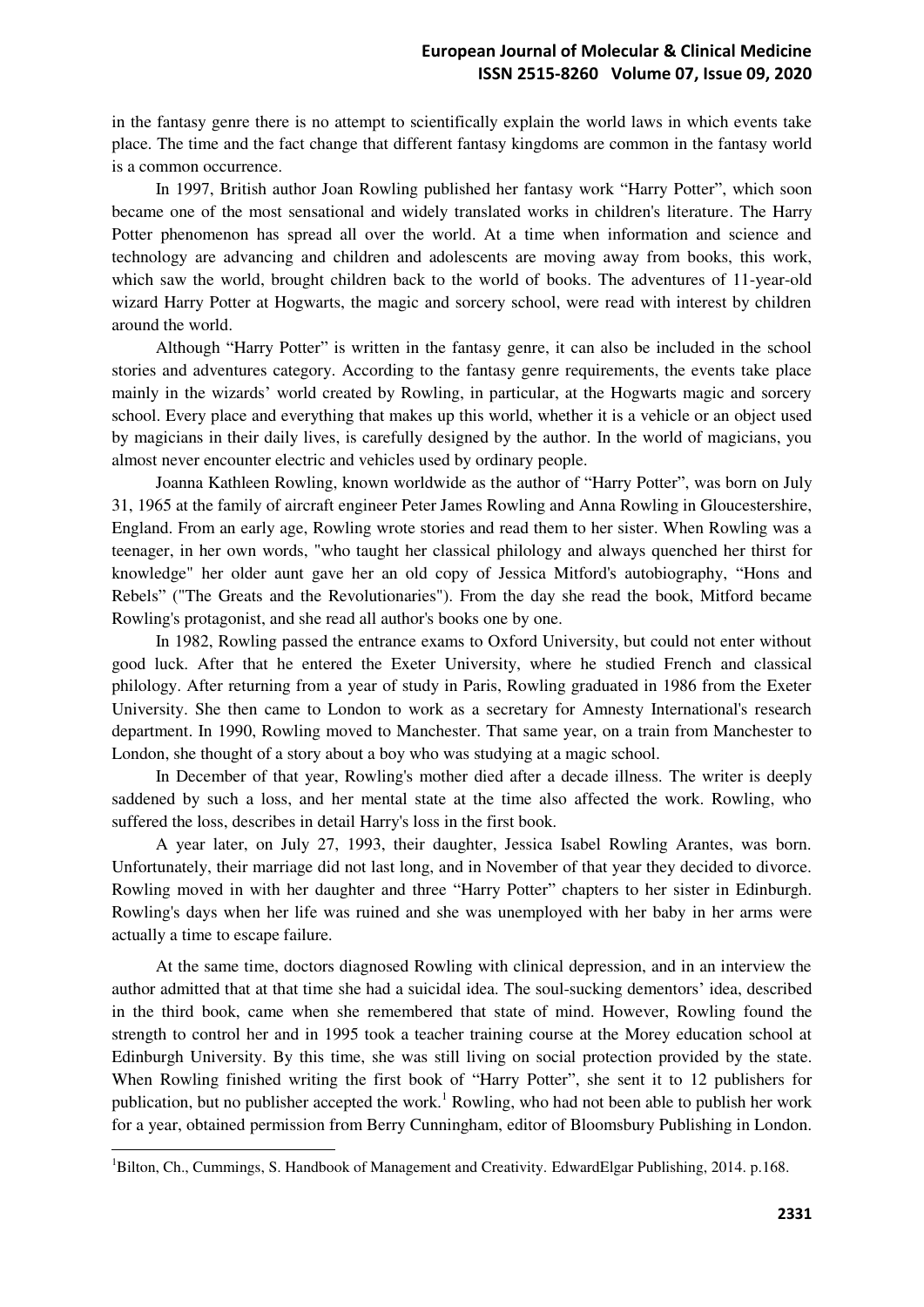in the fantasy genre there is no attempt to scientifically explain the world laws in which events take place. The time and the fact change that different fantasy kingdoms are common in the fantasy world is a common occurrence.

In 1997, British author Joan Rowling published her fantasy work "Harry Potter", which soon became one of the most sensational and widely translated works in children's literature. The Harry Potter phenomenon has spread all over the world. At a time when information and science and technology are advancing and children and adolescents are moving away from books, this work, which saw the world, brought children back to the world of books. The adventures of 11-year-old wizard Harry Potter at Hogwarts, the magic and sorcery school, were read with interest by children around the world.

Although "Harry Potter" is written in the fantasy genre, it can also be included in the school stories and adventures category. According to the fantasy genre requirements, the events take place mainly in the wizards' world created by Rowling, in particular, at the Hogwarts magic and sorcery school. Every place and everything that makes up this world, whether it is a vehicle or an object used by magicians in their daily lives, is carefully designed by the author. In the world of magicians, you almost never encounter electric and vehicles used by ordinary people.

Joanna Kathleen Rowling, known worldwide as the author of "Harry Potter", was born on July 31, 1965 at the family of aircraft engineer Peter James Rowling and Anna Rowling in Gloucestershire, England. From an early age, Rowling wrote stories and read them to her sister. When Rowling was a teenager, in her own words, "who taught her classical philology and always quenched her thirst for knowledge" her older aunt gave her an old copy of Jessica Mitford's autobiography, "Hons and Rebels" ("The Greats and the Revolutionaries"). From the day she read the book, Mitford became Rowling's protagonist, and she read all author's books one by one.

In 1982, Rowling passed the entrance exams to Oxford University, but could not enter without good luck. After that he entered the Exeter University, where he studied French and classical philology. After returning from a year of study in Paris, Rowling graduated in 1986 from the Exeter University. She then came to London to work as a secretary for Amnesty International's research department. In 1990, Rowling moved to Manchester. That same year, on a train from Manchester to London, she thought of a story about a boy who was studying at a magic school.

In December of that year, Rowling's mother died after a decade illness. The writer is deeply saddened by such a loss, and her mental state at the time also affected the work. Rowling, who suffered the loss, describes in detail Harry's loss in the first book.

A year later, on July 27, 1993, their daughter, Jessica Isabel Rowling Arantes, was born. Unfortunately, their marriage did not last long, and in November of that year they decided to divorce. Rowling moved in with her daughter and three "Harry Potter" chapters to her sister in Edinburgh. Rowling's days when her life was ruined and she was unemployed with her baby in her arms were actually a time to escape failure.

At the same time, doctors diagnosed Rowling with clinical depression, and in an interview the author admitted that at that time she had a suicidal idea. The soul-sucking dementors' idea, described in the third book, came when she remembered that state of mind. However, Rowling found the strength to control her and in 1995 took a teacher training course at the Morey education school at Edinburgh University. By this time, she was still living on social protection provided by the state. When Rowling finished writing the first book of "Harry Potter", she sent it to 12 publishers for publication, but no publisher accepted the work.[1] Rowling, who had not been able to publish her work for a year, obtained permission from Berry Cunningham, editor of Bloomsbury Publishing in London.

---

[1]Bilton, Ch., Cummings, S. Handbook of Management and Creativity. EdwardElgar Publishing, 2014. p.168.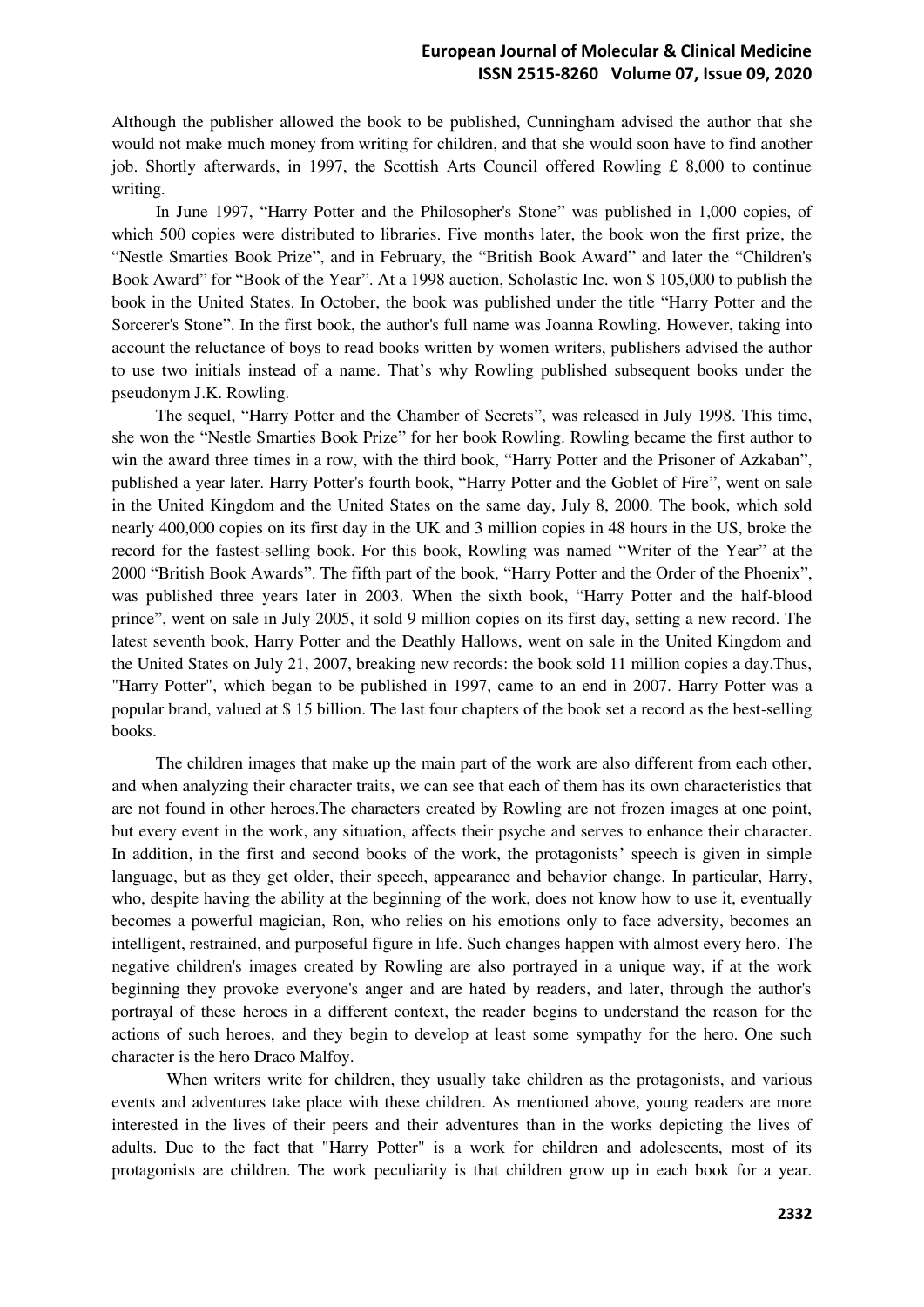Although the publisher allowed the book to be published, Cunningham advised the author that she would not make much money from writing for children, and that she would soon have to find another job. Shortly afterwards, in 1997, the Scottish Arts Council offered Rowling £ 8,000 to continue writing.

In June 1997, "Harry Potter and the Philosopher's Stone" was published in 1,000 copies, of which 500 copies were distributed to libraries. Five months later, the book won the first prize, the "Nestle Smarties Book Prize", and in February, the "British Book Award" and later the "Children's Book Award" for "Book of the Year". At a 1998 auction, Scholastic Inc. won $ 105,000 to publish the book in the United States. In October, the book was published under the title "Harry Potter and the Sorcerer's Stone". In the first book, the author's full name was Joanna Rowling. However, taking into account the reluctance of boys to read books written by women writers, publishers advised the author to use two initials instead of a name. That's why Rowling published subsequent books under the pseudonym J.K. Rowling.

The sequel, "Harry Potter and the Chamber of Secrets", was released in July 1998. This time, she won the "Nestle Smarties Book Prize" for her book Rowling. Rowling became the first author to win the award three times in a row, with the third book, "Harry Potter and the Prisoner of Azkaban", published a year later. Harry Potter's fourth book, "Harry Potter and the Goblet of Fire", went on sale in the United Kingdom and the United States on the same day, July 8, 2000. The book, which sold nearly 400,000 copies on its first day in the UK and 3 million copies in 48 hours in the US, broke the record for the fastest-selling book. For this book, Rowling was named "Writer of the Year" at the 2000 "British Book Awards". The fifth part of the book, "Harry Potter and the Order of the Phoenix", was published three years later in 2003. When the sixth book, "Harry Potter and the half-blood prince", went on sale in July 2005, it sold 9 million copies on its first day, setting a new record. The latest seventh book, Harry Potter and the Deathly Hallows, went on sale in the United Kingdom and the United States on July 21, 2007, breaking new records: the book sold 11 million copies a day.Thus, "Harry Potter", which began to be published in 1997, came to an end in 2007. Harry Potter was a popular brand, valued at $ 15 billion. The last four chapters of the book set a record as the best-selling books.

The children images that make up the main part of the work are also different from each other, and when analyzing their character traits, we can see that each of them has its own characteristics that are not found in other heroes.The characters created by Rowling are not frozen images at one point, but every event in the work, any situation, affects their psyche and serves to enhance their character. In addition, in the first and second books of the work, the protagonists' speech is given in simple language, but as they get older, their speech, appearance and behavior change. In particular, Harry, who, despite having the ability at the beginning of the work, does not know how to use it, eventually becomes a powerful magician, Ron, who relies on his emotions only to face adversity, becomes an intelligent, restrained, and purposeful figure in life. Such changes happen with almost every hero. The negative children's images created by Rowling are also portrayed in a unique way, if at the work beginning they provoke everyone's anger and are hated by readers, and later, through the author's portrayal of these heroes in a different context, the reader begins to understand the reason for the actions of such heroes, and they begin to develop at least some sympathy for the hero. One such character is the hero Draco Malfoy.

When writers write for children, they usually take children as the protagonists, and various events and adventures take place with these children. As mentioned above, young readers are more interested in the lives of their peers and their adventures than in the works depicting the lives of adults. Due to the fact that "Harry Potter" is a work for children and adolescents, most of its protagonists are children. The work peculiarity is that children grow up in each book for a year.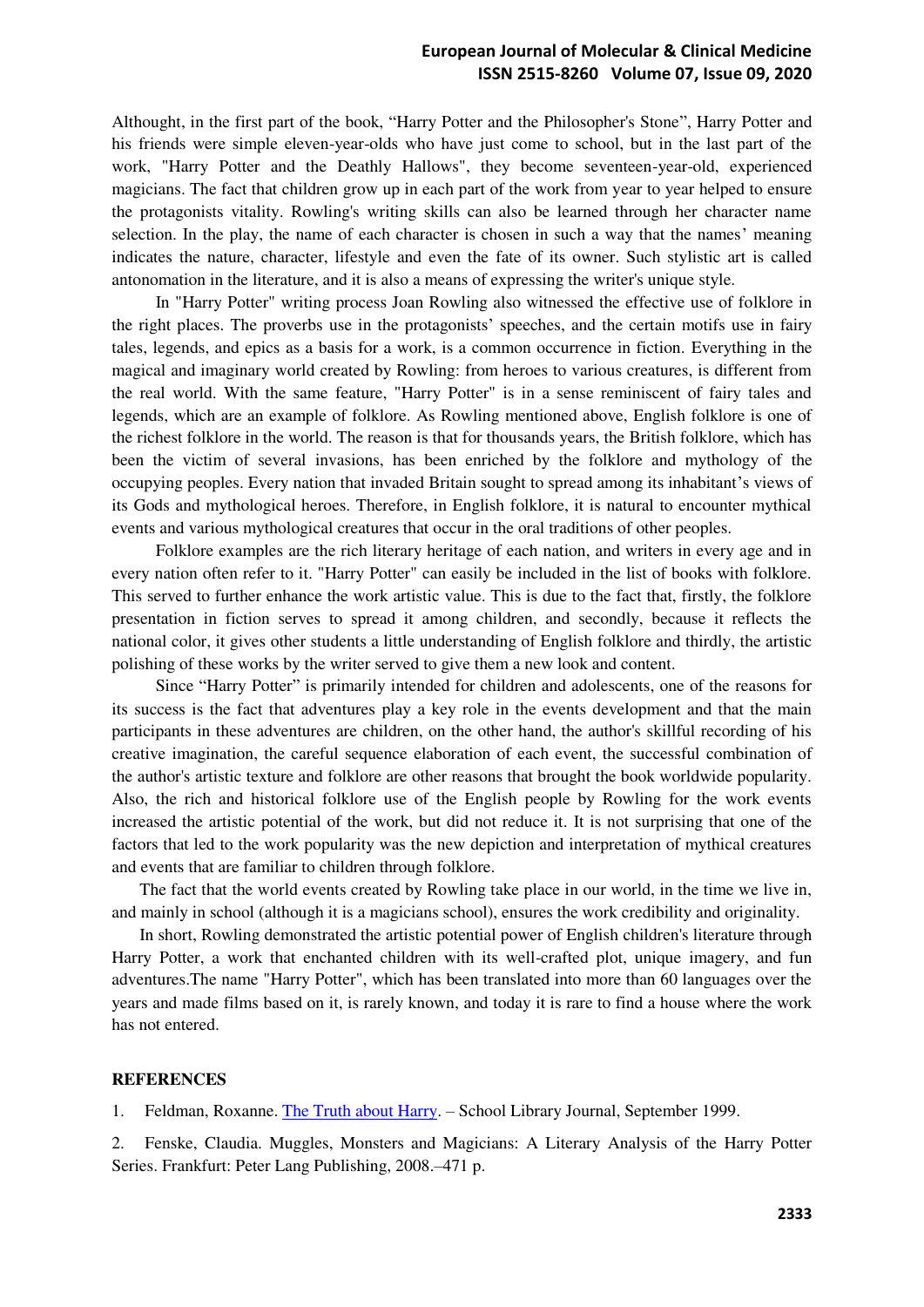Althought, in the first part of the book, "Harry Potter and the Philosopher's Stone", Harry Potter and his friends were simple eleven-year-olds who have just come to school, but in the last part of the work, "Harry Potter and the Deathly Hallows", they become seventeen-year-old, experienced magicians. The fact that children grow up in each part of the work from year to year helped to ensure the protagonists vitality. Rowling's writing skills can also be learned through her character name selection. In the play, the name of each character is chosen in such a way that the names' meaning indicates the nature, character, lifestyle and even the fate of its owner. Such stylistic art is called antonomation in the literature, and it is also a means of expressing the writer's unique style.

In "Harry Potter" writing process Joan Rowling also witnessed the effective use of folklore in the right places. The proverbs use in the protagonists' speeches, and the certain motifs use in fairy tales, legends, and epics as a basis for a work, is a common occurrence in fiction. Everything in the magical and imaginary world created by Rowling: from heroes to various creatures, is different from the real world. With the same feature, "Harry Potter" is in a sense reminiscent of fairy tales and legends, which are an example of folklore. As Rowling mentioned above, English folklore is one of the richest folklore in the world. The reason is that for thousands years, the British folklore, which has been the victim of several invasions, has been enriched by the folklore and mythology of the occupying peoples. Every nation that invaded Britain sought to spread among its inhabitant's views of its Gods and mythological heroes. Therefore, in English folklore, it is natural to encounter mythical events and various mythological creatures that occur in the oral traditions of other peoples.

Folklore examples are the rich literary heritage of each nation, and writers in every age and in every nation often refer to it. "Harry Potter" can easily be included in the list of books with folklore. This served to further enhance the work artistic value. This is due to the fact that, firstly, the folklore presentation in fiction serves to spread it among children, and secondly, because it reflects the national color, it gives other students a little understanding of English folklore and thirdly, the artistic polishing of these works by the writer served to give them a new look and content.

Since "Harry Potter" is primarily intended for children and adolescents, one of the reasons for its success is the fact that adventures play a key role in the events development and that the main participants in these adventures are children, on the other hand, the author's skillful recording of his creative imagination, the careful sequence elaboration of each event, the successful combination of the author's artistic texture and folklore are other reasons that brought the book worldwide popularity. Also, the rich and historical folklore use of the English people by Rowling for the work events increased the artistic potential of the work, but did not reduce it. It is not surprising that one of the factors that led to the work popularity was the new depiction and interpretation of mythical creatures and events that are familiar to children through folklore.

The fact that the world events created by Rowling take place in our world, in the time we live in, and mainly in school (although it is a magicians school), ensures the work credibility and originality.

In short, Rowling demonstrated the artistic potential power of English children's literature through Harry Potter, a work that enchanted children with its well-crafted plot, unique imagery, and fun adventures.The name "Harry Potter", which has been translated into more than 60 languages over the years and made films based on it, is rarely known, and today it is rare to find a house where the work has not entered.

## REFERENCES

1. Feldman, Roxanne. The Truth about Harry. – School Library Journal, September 1999.
2. Fenske, Claudia. Muggles, Monsters and Magicians: A Literary Analysis of the Harry Potter Series. Frankfurt: Peter Lang Publishing, 2008.–471 p.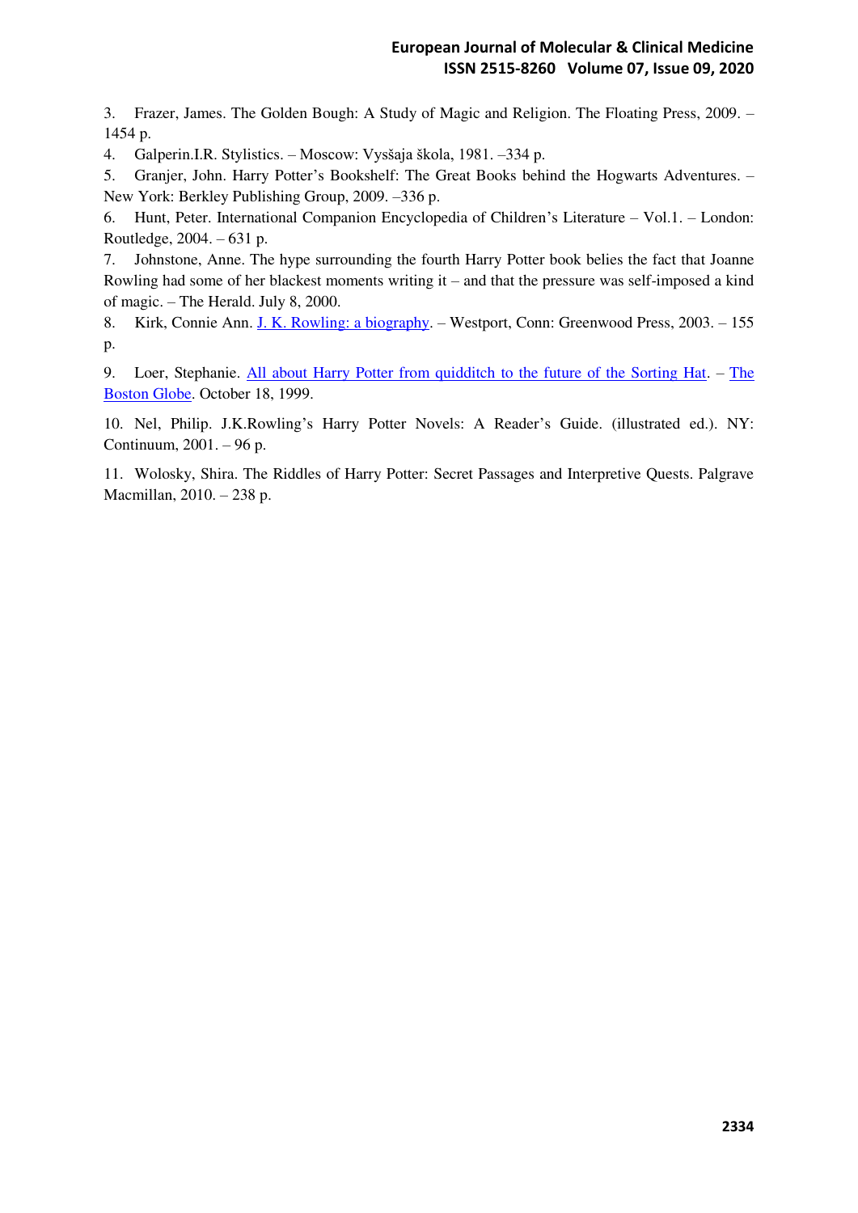3. Frazer, James. The Golden Bough: A Study of Magic and Religion. The Floating Press, 2009. – 1454 p.

4. Galperin.I.R. Stylistics. – Moscow: Vysšaja škola, 1981. –334 p.

5. Granjer, John. Harry Potter's Bookshelf: The Great Books behind the Hogwarts Adventures. – New York: Berkley Publishing Group, 2009. –336 p.

6. Hunt, Peter. International Companion Encyclopedia of Children's Literature – Vol.1. – London: Routledge, 2004. – 631 p.

7. Johnstone, Anne. The hype surrounding the fourth Harry Potter book belies the fact that Joanne Rowling had some of her blackest moments writing it – and that the pressure was self-imposed a kind of magic. – The Herald. July 8, 2000.

8. Kirk, Connie Ann. J. K. Rowling: a biography. – Westport, Conn: Greenwood Press, 2003. – 155 p.

9. Loer, Stephanie. All about Harry Potter from quidditch to the future of the Sorting Hat. – The Boston Globe. October 18, 1999.

10. Nel, Philip. J.K.Rowling's Harry Potter Novels: A Reader's Guide. (illustrated ed.). NY: Continuum, 2001. – 96 p.

11. Wolosky, Shira. The Riddles of Harry Potter: Secret Passages and Interpretive Quests. Palgrave Macmillan, 2010. – 238 p.